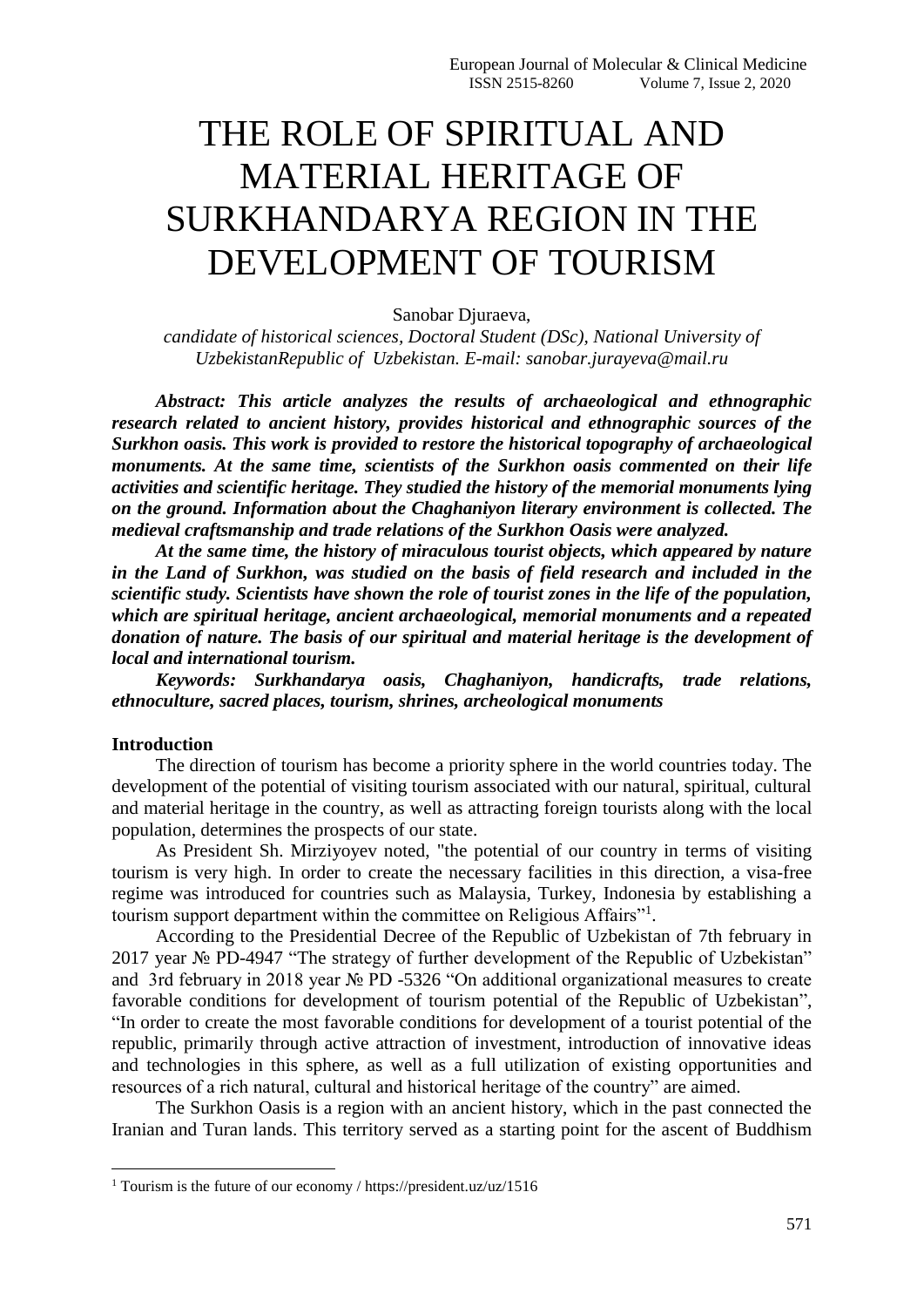# THE ROLE OF SPIRITUAL AND MATERIAL HERITAGE OF SURKHANDARYA REGION IN THE DEVELOPMENT OF TOURISM

Sanobar Djuraeva,

*candidate of historical sciences, Doctoral Student (DSc), National University of UzbekistanRepublic of Uzbekistan. E-mail: sanobar.jurayeva@mail.ru*

***Abstract: This article analyzes the results of archaeological and ethnographic research related to ancient history, provides historical and ethnographic sources of the Surkhon oasis. This work is provided to restore the historical topography of archaeological monuments. At the same time, scientists of the Surkhon oasis commented on their life activities and scientific heritage. They studied the history of the memorial monuments lying on the ground. Information about the Chaghaniyon literary environment is collected. The medieval craftsmanship and trade relations of the Surkhon Oasis were analyzed.***

***At the same time, the history of miraculous tourist objects, which appeared by nature in the Land of Surkhon, was studied on the basis of field research and included in the scientific study. Scientists have shown the role of tourist zones in the life of the population, which are spiritual heritage, ancient archaeological, memorial monuments and a repeated donation of nature. The basis of our spiritual and material heritage is the development of local and international tourism.***

***Keywords: Surkhandarya oasis, Chaghaniyon, handicrafts, trade relations, ethnoculture, sacred places, tourism, shrines, archeological monuments***

**Introduction**

The direction of tourism has become a priority sphere in the world countries today. The development of the potential of visiting tourism associated with our natural, spiritual, cultural and material heritage in the country, as well as attracting foreign tourists along with the local population, determines the prospects of our state.

As President Sh. Mirziyoyev noted, "the potential of our country in terms of visiting tourism is very high. In order to create the necessary facilities in this direction, a visa-free regime was introduced for countries such as Malaysia, Turkey, Indonesia by establishing a tourism support department within the committee on Religious Affairs"[1].

According to the Presidential Decree of the Republic of Uzbekistan of 7th february in 2017 year № PD-4947 "The strategy of further development of the Republic of Uzbekistan" and 3rd february in 2018 year № PD -5326 "On additional organizational measures to create favorable conditions for development of tourism potential of the Republic of Uzbekistan", "In order to create the most favorable conditions for development of a tourist potential of the republic, primarily through active attraction of investment, introduction of innovative ideas and technologies in this sphere, as well as a full utilization of existing opportunities and resources of a rich natural, cultural and historical heritage of the country" are aimed.

The Surkhon Oasis is a region with an ancient history, which in the past connected the Iranian and Turan lands. This territory served as a starting point for the ascent of Buddhism

[1] Tourism is the future of our economy / https://president.uz/uz/1516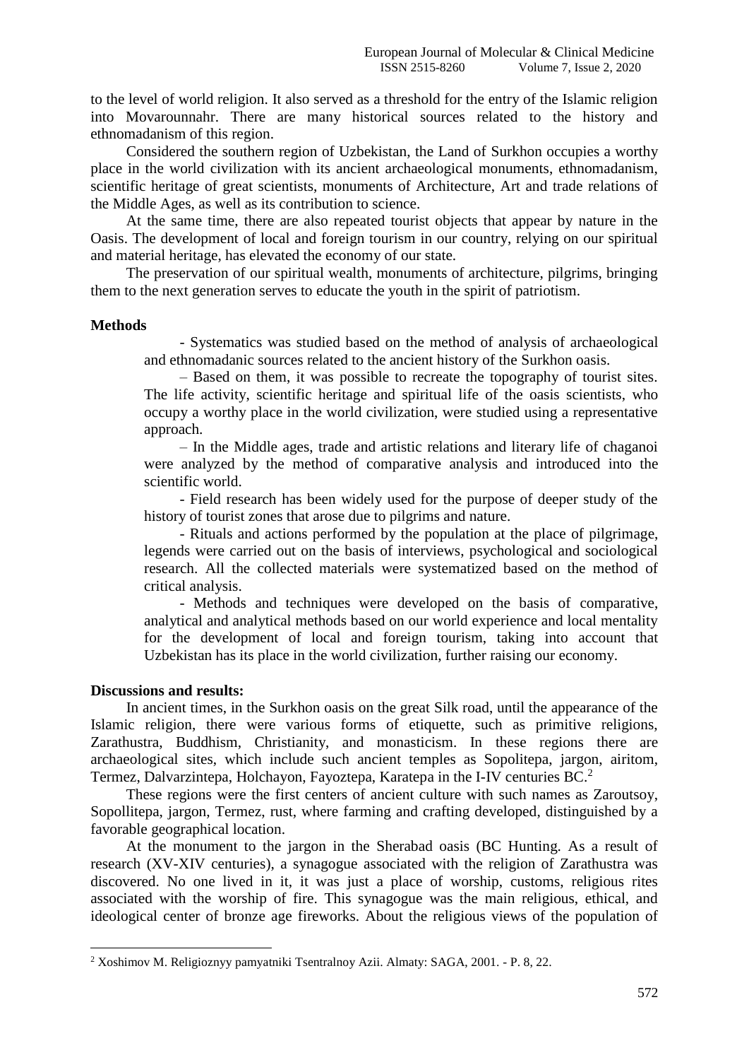to the level of world religion. It also served as a threshold for the entry of the Islamic religion into Movarounnahr. There are many historical sources related to the history and ethnomadanism of this region.

Considered the southern region of Uzbekistan, the Land of Surkhon occupies a worthy place in the world civilization with its ancient archaeological monuments, ethnomadanism, scientific heritage of great scientists, monuments of Architecture, Art and trade relations of the Middle Ages, as well as its contribution to science.

At the same time, there are also repeated tourist objects that appear by nature in the Oasis. The development of local and foreign tourism in our country, relying on our spiritual and material heritage, has elevated the economy of our state.

The preservation of our spiritual wealth, monuments of architecture, pilgrims, bringing them to the next generation serves to educate the youth in the spirit of patriotism.

**Methods**

- Systematics was studied based on the method of analysis of archaeological and ethnomadanic sources related to the ancient history of the Surkhon oasis.
– Based on them, it was possible to recreate the topography of tourist sites. The life activity, scientific heritage and spiritual life of the oasis scientists, who occupy a worthy place in the world civilization, were studied using a representative approach.
– In the Middle ages, trade and artistic relations and literary life of chaganoi were analyzed by the method of comparative analysis and introduced into the scientific world.
- Field research has been widely used for the purpose of deeper study of the history of tourist zones that arose due to pilgrims and nature.
- Rituals and actions performed by the population at the place of pilgrimage, legends were carried out on the basis of interviews, psychological and sociological research. All the collected materials were systematized based on the method of critical analysis.
- Methods and techniques were developed on the basis of comparative, analytical and analytical methods based on our world experience and local mentality for the development of local and foreign tourism, taking into account that Uzbekistan has its place in the world civilization, further raising our economy.

**Discussions and results:**

In ancient times, in the Surkhon oasis on the great Silk road, until the appearance of the Islamic religion, there were various forms of etiquette, such as primitive religions, Zarathustra, Buddhism, Christianity, and monasticism. In these regions there are archaeological sites, which include such ancient temples as Sopolitepa, jargon, airitom, Termez, Dalvarzintepa, Holchayon, Fayoztepa, Karatepa in the I-IV centuries BC.[2]

These regions were the first centers of ancient culture with such names as Zaroutsoy, Sopollitepa, jargon, Termez, rust, where farming and crafting developed, distinguished by a favorable geographical location.

At the monument to the jargon in the Sherabad oasis (BC Hunting. As a result of research (XV-XIV centuries), a synagogue associated with the religion of Zarathustra was discovered. No one lived in it, it was just a place of worship, customs, religious rites associated with the worship of fire. This synagogue was the main religious, ethical, and ideological center of bronze age fireworks. About the religious views of the population of

[2] Xoshimov M. Religioznyy pamyatniki Tsentralnoy Azii. Almaty: SAGA, 2001. - P. 8, 22.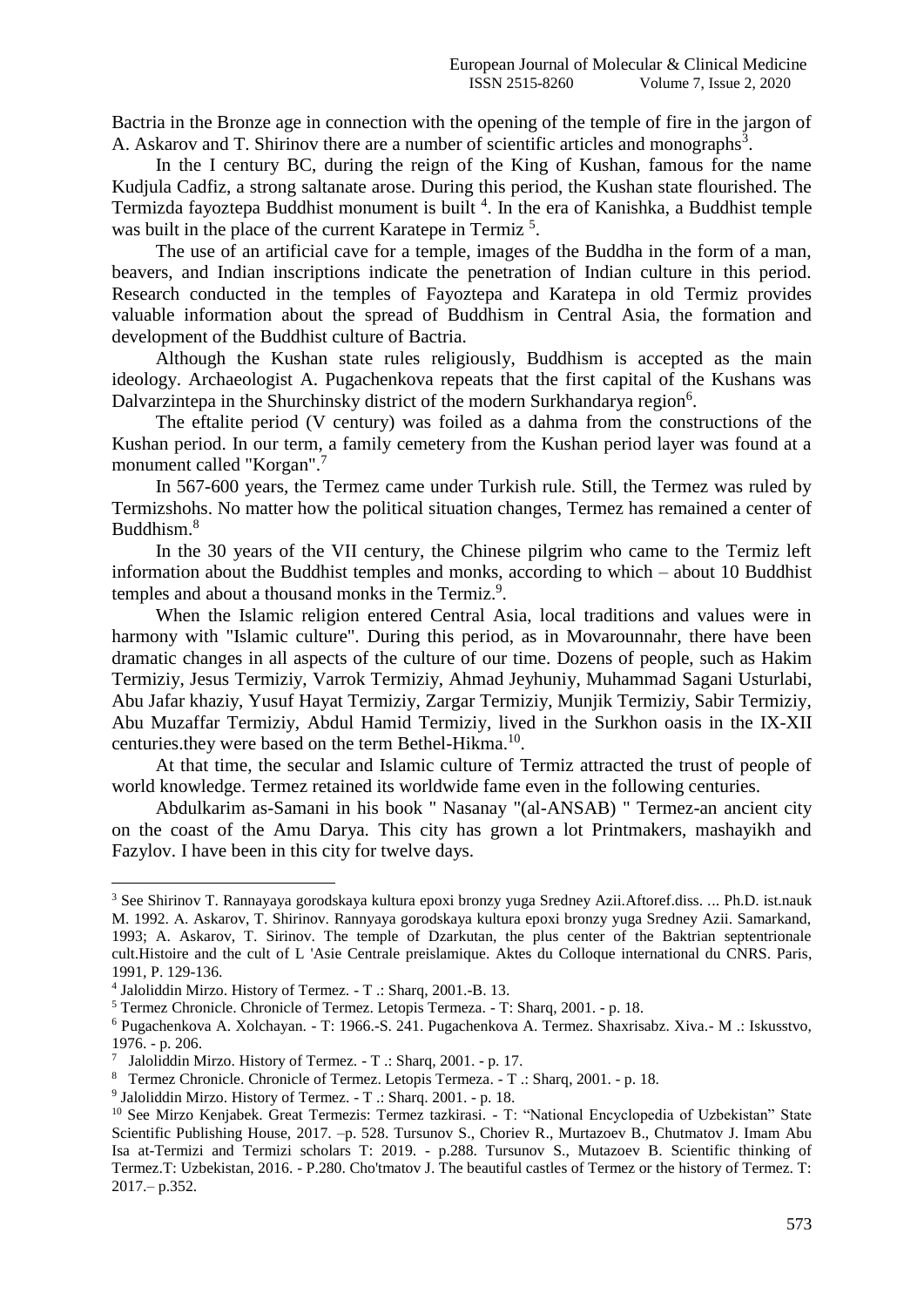Bactria in the Bronze age in connection with the opening of the temple of fire in the jargon of A. Askarov and T. Shirinov there are a number of scientific articles and monographs[3].

In the I century BC, during the reign of the King of Kushan, famous for the name Kudjula Cadfiz, a strong saltanate arose. During this period, the Kushan state flourished. The Termizda fayoztepa Buddhist monument is built [4]. In the era of Kanishka, a Buddhist temple was built in the place of the current Karatepe in Termiz [5].

The use of an artificial cave for a temple, images of the Buddha in the form of a man, beavers, and Indian inscriptions indicate the penetration of Indian culture in this period. Research conducted in the temples of Fayoztepa and Karatepa in old Termiz provides valuable information about the spread of Buddhism in Central Asia, the formation and development of the Buddhist culture of Bactria.

Although the Kushan state rules religiously, Buddhism is accepted as the main ideology. Archaeologist A. Pugachenkova repeats that the first capital of the Kushans was Dalvarzintepa in the Shurchinsky district of the modern Surkhandarya region[6].

The eftalite period (V century) was foiled as a dahma from the constructions of the Kushan period. In our term, a family cemetery from the Kushan period layer was found at a monument called "Korgan".[7]

In 567-600 years, the Termez came under Turkish rule. Still, the Termez was ruled by Termizshohs. No matter how the political situation changes, Termez has remained a center of Buddhism.[8]

In the 30 years of the VII century, the Chinese pilgrim who came to the Termiz left information about the Buddhist temples and monks, according to which – about 10 Buddhist temples and about a thousand monks in the Termiz.[9].

When the Islamic religion entered Central Asia, local traditions and values were in harmony with "Islamic culture". During this period, as in Movarounnahr, there have been dramatic changes in all aspects of the culture of our time. Dozens of people, such as Hakim Termiziy, Jesus Termiziy, Varrok Termiziy, Ahmad Jeyhuniy, Muhammad Sagani Usturlabi, Abu Jafar khaziy, Yusuf Hayat Termiziy, Zargar Termiziy, Munjik Termiziy, Sabir Termiziy, Abu Muzaffar Termiziy, Abdul Hamid Termiziy, lived in the Surkhon oasis in the IX-XII centuries.they were based on the term Bethel-Hikma.[10].

At that time, the secular and Islamic culture of Termiz attracted the trust of people of world knowledge. Termez retained its worldwide fame even in the following centuries.

Abdulkarim as-Samani in his book " Nasanay "(al-ANSAB) " Termez-an ancient city on the coast of the Amu Darya. This city has grown a lot Printmakers, mashayikh and Fazylov. I have been in this city for twelve days.

---

[3] See Shirinov T. Rannayaya gorodskaya kultura epoxi bronzy yuga Sredney Azii.Aftoref.diss. ... Ph.D. ist.nauk M. 1992. A. Askarov, T. Shirinov. Rannyaya gorodskaya kultura epoxi bronzy yuga Sredney Azii. Samarkand, 1993; A. Askarov, T. Sirinov. The temple of Dzarkutan, the plus center of the Baktrian septentrionale cult.Histoire and the cult of L 'Asie Centrale preislamique. Aktes du Colloque international du CNRS. Paris, 1991, P. 129-136.

[4] Jaloliddin Mirzo. History of Termez. - T .: Sharq, 2001.-B. 13.

[5] Termez Chronicle. Chronicle of Termez. Letopis Termeza. - T: Sharq, 2001. - p. 18.

[6] Pugachenkova A. Xolchayan. - T: 1966.-S. 241. Pugachenkova A. Termez. Shaxrisabz. Xiva.- M .: Iskusstvo, 1976. - p. 206.

[7] Jaloliddin Mirzo. History of Termez. - T .: Sharq, 2001. - p. 17.

[8] Termez Chronicle. Chronicle of Termez. Letopis Termeza. - T .: Sharq, 2001. - p. 18.

[9] Jaloliddin Mirzo. History of Termez. - T .: Sharq. 2001. - p. 18.

[10] See Mirzo Kenjabek. Great Termezis: Termez tazkirasi. - T: "National Encyclopedia of Uzbekistan" State Scientific Publishing House, 2017. –p. 528. Tursunov S., Choriev R., Murtazoev B., Chutmatov J. Imam Abu Isa at-Termizi and Termizi scholars T: 2019. - p.288. Tursunov S., Mutazoev B. Scientific thinking of Termez.T: Uzbekistan, 2016. - P.280. Cho'tmatov J. The beautiful castles of Termez or the history of Termez. T: 2017.– p.352.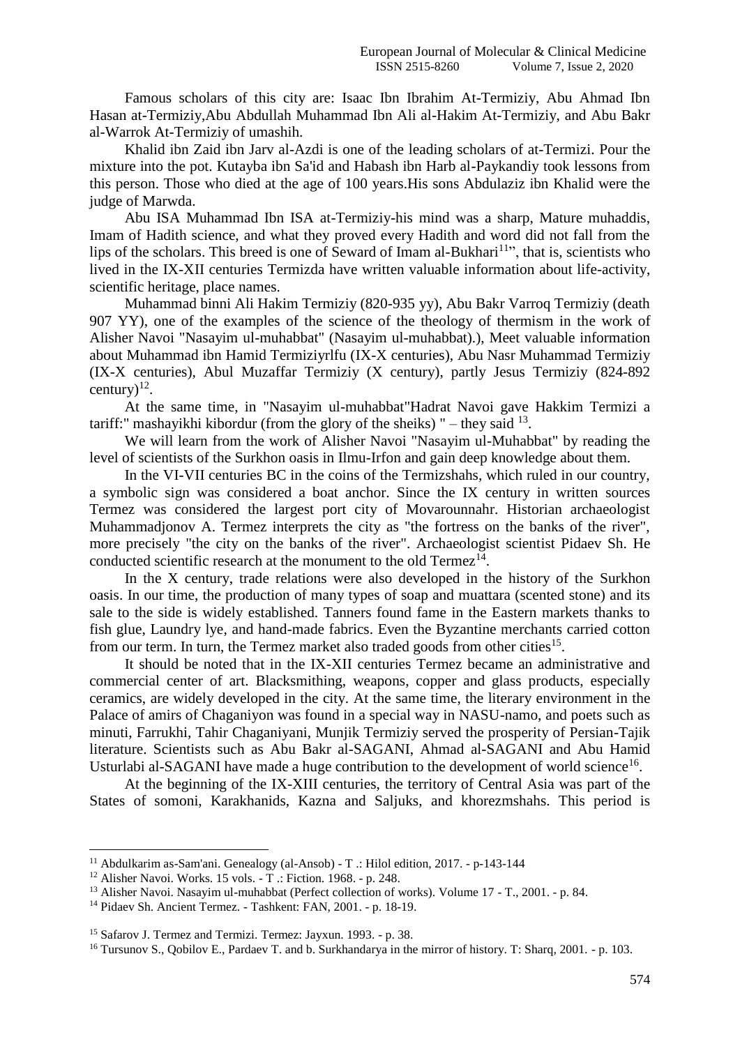Famous scholars of this city are: Isaac Ibn Ibrahim At-Termiziy, Abu Ahmad Ibn Hasan at-Termiziy,Abu Abdullah Muhammad Ibn Ali al-Hakim At-Termiziy, and Abu Bakr al-Warrok At-Termiziy of umashih.

Khalid ibn Zaid ibn Jarv al-Azdi is one of the leading scholars of at-Termizi. Pour the mixture into the pot. Kutayba ibn Sa'id and Habash ibn Harb al-Paykandiy took lessons from this person. Those who died at the age of 100 years.His sons Abdulaziz ibn Khalid were the judge of Marwda.

Abu ISA Muhammad Ibn ISA at-Termiziy-his mind was a sharp, Mature muhaddis, Imam of Hadith science, and what they proved every Hadith and word did not fall from the lips of the scholars. This breed is one of Seward of Imam al-Bukhari[11]", that is, scientists who lived in the IX-XII centuries Termizda have written valuable information about life-activity, scientific heritage, place names.

Muhammad binni Ali Hakim Termiziy (820-935 yy), Abu Bakr Varroq Termiziy (death 907 YY), one of the examples of the science of the theology of thermism in the work of Alisher Navoi "Nasayim ul-muhabbat" (Nasayim ul-muhabbat).), Meet valuable information about Muhammad ibn Hamid Termiziyrlfu (IX-X centuries), Abu Nasr Muhammad Termiziy (IX-X centuries), Abul Muzaffar Termiziy (X century), partly Jesus Termiziy (824-892 century)[12].

At the same time, in "Nasayim ul-muhabbat"Hadrat Navoi gave Hakkim Termizi a tariff:" mashayikhi kibordur (from the glory of the sheiks) " – they said [13].

We will learn from the work of Alisher Navoi "Nasayim ul-Muhabbat" by reading the level of scientists of the Surkhon oasis in Ilmu-Irfon and gain deep knowledge about them.

In the VI-VII centuries BC in the coins of the Termizshahs, which ruled in our country, a symbolic sign was considered a boat anchor. Since the IX century in written sources Termez was considered the largest port city of Movarounnahr. Historian archaeologist Muhammadjonov A. Termez interprets the city as "the fortress on the banks of the river", more precisely "the city on the banks of the river". Archaeologist scientist Pidaev Sh. He conducted scientific research at the monument to the old Termez[14].

In the X century, trade relations were also developed in the history of the Surkhon oasis. In our time, the production of many types of soap and muattara (scented stone) and its sale to the side is widely established. Tanners found fame in the Eastern markets thanks to fish glue, Laundry lye, and hand-made fabrics. Even the Byzantine merchants carried cotton from our term. In turn, the Termez market also traded goods from other cities[15].

It should be noted that in the IX-XII centuries Termez became an administrative and commercial center of art. Blacksmithing, weapons, copper and glass products, especially ceramics, are widely developed in the city. At the same time, the literary environment in the Palace of amirs of Chaganiyon was found in a special way in NASU-namo, and poets such as minuti, Farrukhi, Tahir Chaganiyani, Munjik Termiziy served the prosperity of Persian-Tajik literature. Scientists such as Abu Bakr al-SAGANI, Ahmad al-SAGANI and Abu Hamid Usturlabi al-SAGANI have made a huge contribution to the development of world science[16].

At the beginning of the IX-XIII centuries, the territory of Central Asia was part of the States of somoni, Karakhanids, Kazna and Saljuks, and khorezmshahs. This period is

---

[11] Abdulkarim as-Sam'ani. Genealogy (al-Ansob) - T .: Hilol edition, 2017. - p-143-144

[12] Alisher Navoi. Works. 15 vols. - T .: Fiction. 1968. - p. 248.

[13] Alisher Navoi. Nasayim ul-muhabbat (Perfect collection of works). Volume 17 - T., 2001. - p. 84.

[14] Pidaev Sh. Ancient Termez. - Tashkent: FAN, 2001. - p. 18-19.

[15] Safarov J. Termez and Termizi. Termez: Jayxun. 1993. - p. 38.

[16] Tursunov S., Qobilov E., Pardaev T. and b. Surkhandarya in the mirror of history. T: Sharq, 2001. - p. 103.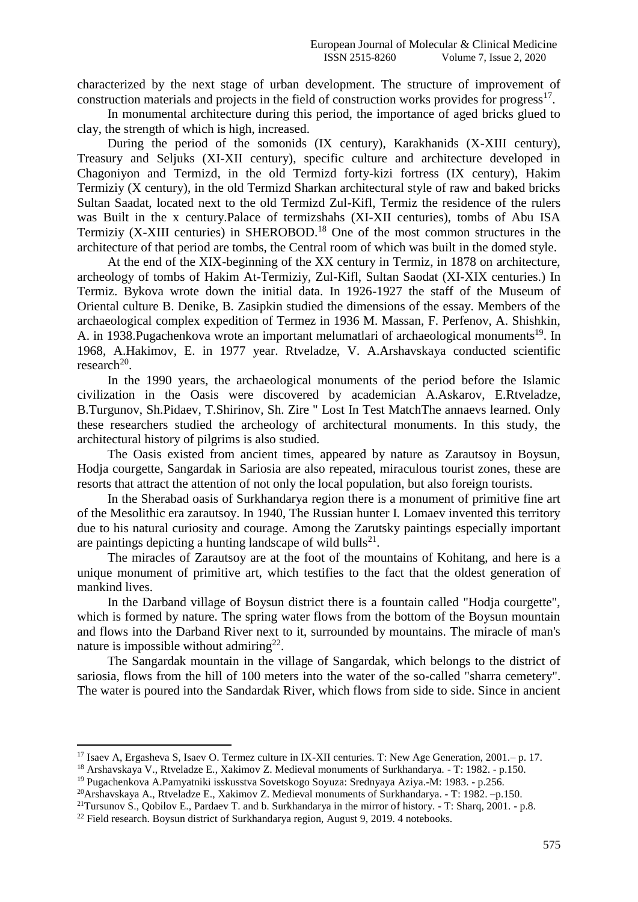characterized by the next stage of urban development. The structure of improvement of construction materials and projects in the field of construction works provides for progress[17].

In monumental architecture during this period, the importance of aged bricks glued to clay, the strength of which is high, increased.

During the period of the somonids (IX century), Karakhanids (X-XIII century), Treasury and Seljuks (XI-XII century), specific culture and architecture developed in Chagoniyon and Termizd, in the old Termizd forty-kizi fortress (IX century), Hakim Termiziy (X century), in the old Termizd Sharkan architectural style of raw and baked bricks Sultan Saadat, located next to the old Termizd Zul-Kifl, Termiz the residence of the rulers was Built in the x century.Palace of termizshahs (XI-XII centuries), tombs of Abu ISA Termiziy (X-XIII centuries) in SHEROBOD.[18] One of the most common structures in the architecture of that period are tombs, the Central room of which was built in the domed style.

At the end of the XIX-beginning of the XX century in Termiz, in 1878 on architecture, archeology of tombs of Hakim At-Termiziy, Zul-Kifl, Sultan Saodat (XI-XIX centuries.) In Termiz. Bykova wrote down the initial data. In 1926-1927 the staff of the Museum of Oriental culture B. Denike, B. Zasipkin studied the dimensions of the essay. Members of the archaeological complex expedition of Termez in 1936 M. Massan, F. Perfenov, A. Shishkin, A. in 1938.Pugachenkova wrote an important melumatlari of archaeological monuments[19]. In 1968, A.Hakimov, E. in 1977 year. Rtveladze, V. A.Arshavskaya conducted scientific research[20].

In the 1990 years, the archaeological monuments of the period before the Islamic civilization in the Oasis were discovered by academician A.Askarov, E.Rtveladze, B.Turgunov, Sh.Pidaev, T.Shirinov, Sh. Zire " Lost In Test MatchThe annaevs learned. Only these researchers studied the archeology of architectural monuments. In this study, the architectural history of pilgrims is also studied.

The Oasis existed from ancient times, appeared by nature as Zarautsoy in Boysun, Hodja courgette, Sangardak in Sariosia are also repeated, miraculous tourist zones, these are resorts that attract the attention of not only the local population, but also foreign tourists.

In the Sherabad oasis of Surkhandarya region there is a monument of primitive fine art of the Mesolithic era zarautsoy. In 1940, The Russian hunter I. Lomaev invented this territory due to his natural curiosity and courage. Among the Zarutsky paintings especially important are paintings depicting a hunting landscape of wild bulls[21].

The miracles of Zarautsoy are at the foot of the mountains of Kohitang, and here is a unique monument of primitive art, which testifies to the fact that the oldest generation of mankind lives.

In the Darband village of Boysun district there is a fountain called "Hodja courgette", which is formed by nature. The spring water flows from the bottom of the Boysun mountain and flows into the Darband River next to it, surrounded by mountains. The miracle of man's nature is impossible without admiring[22].

The Sangardak mountain in the village of Sangardak, which belongs to the district of sariosia, flows from the hill of 100 meters into the water of the so-called "sharra cemetery". The water is poured into the Sandardak River, which flows from side to side. Since in ancient

---

[17] Isaev A, Ergasheva S, Isaev O. Termez culture in IX-XII centuries. T: New Age Generation, 2001.– p. 17.

[18] Arshavskaya V., Rtveladze E., Xakimov Z. Medieval monuments of Surkhandarya. - T: 1982. - p.150.

[19] Pugachenkova A.Pamyatniki isskusstva Sovetskogo Soyuza: Srednyaya Aziya.-M: 1983. - p.256.

[20] Arshavskaya A., Rtveladze E., Xakimov Z. Medieval monuments of Surkhandarya. - T: 1982. –p.150.

[21] Tursunov S., Qobilov E., Pardaev T. and b. Surkhandarya in the mirror of history. - T: Sharq, 2001. - p.8.

[22] Field research. Boysun district of Surkhandarya region, August 9, 2019. 4 notebooks.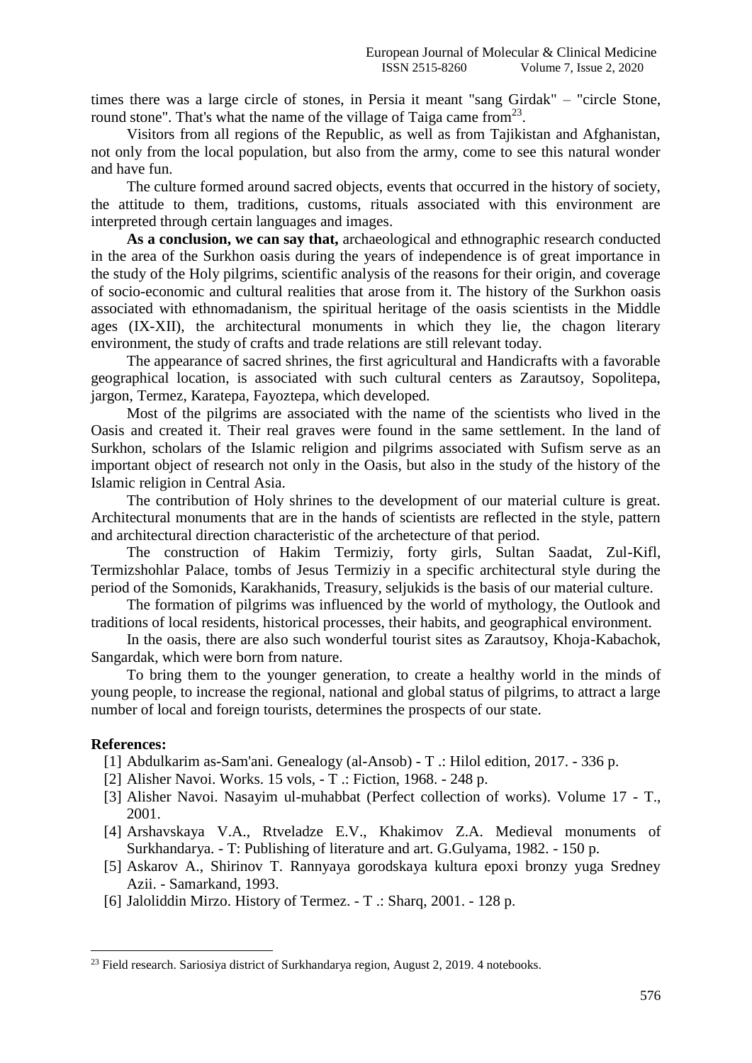times there was a large circle of stones, in Persia it meant "sang Girdak" – "circle Stone, round stone". That's what the name of the village of Taiga came from[23].

Visitors from all regions of the Republic, as well as from Tajikistan and Afghanistan, not only from the local population, but also from the army, come to see this natural wonder and have fun.

The culture formed around sacred objects, events that occurred in the history of society, the attitude to them, traditions, customs, rituals associated with this environment are interpreted through certain languages and images.

**As a conclusion, we can say that,** archaeological and ethnographic research conducted in the area of the Surkhon oasis during the years of independence is of great importance in the study of the Holy pilgrims, scientific analysis of the reasons for their origin, and coverage of socio-economic and cultural realities that arose from it. The history of the Surkhon oasis associated with ethnomadanism, the spiritual heritage of the oasis scientists in the Middle ages (IX-XII), the architectural monuments in which they lie, the chagon literary environment, the study of crafts and trade relations are still relevant today.

The appearance of sacred shrines, the first agricultural and Handicrafts with a favorable geographical location, is associated with such cultural centers as Zarautsoy, Sopolitepa, jargon, Termez, Karatepa, Fayoztepa, which developed.

Most of the pilgrims are associated with the name of the scientists who lived in the Oasis and created it. Their real graves were found in the same settlement. In the land of Surkhon, scholars of the Islamic religion and pilgrims associated with Sufism serve as an important object of research not only in the Oasis, but also in the study of the history of the Islamic religion in Central Asia.

The contribution of Holy shrines to the development of our material culture is great. Architectural monuments that are in the hands of scientists are reflected in the style, pattern and architectural direction characteristic of the archetecture of that period.

The construction of Hakim Termiziy, forty girls, Sultan Saadat, Zul-Kifl, Termizshohlar Palace, tombs of Jesus Termiziy in a specific architectural style during the period of the Somonids, Karakhanids, Treasury, seljukids is the basis of our material culture.

The formation of pilgrims was influenced by the world of mythology, the Outlook and traditions of local residents, historical processes, their habits, and geographical environment.

In the oasis, there are also such wonderful tourist sites as Zarautsoy, Khoja-Kabachok, Sangardak, which were born from nature.

To bring them to the younger generation, to create a healthy world in the minds of young people, to increase the regional, national and global status of pilgrims, to attract a large number of local and foreign tourists, determines the prospects of our state.

**References:**

[1] Abdulkarim as-Sam'ani. Genealogy (al-Ansob) - T .: Hilol edition, 2017. - 336 p.

[2] Alisher Navoi. Works. 15 vols, - T .: Fiction, 1968. - 248 p.

[3] Alisher Navoi. Nasayim ul-muhabbat (Perfect collection of works). Volume 17 - T., 2001.

[4] Arshavskaya V.A., Rtveladze E.V., Khakimov Z.A. Medieval monuments of Surkhandarya. - T: Publishing of literature and art. G.Gulyama, 1982. - 150 p.

[5] Askarov A., Shirinov T. Rannyaya gorodskaya kultura epoxi bronzy yuga Sredney Azii. - Samarkand, 1993.

[6] Jaloliddin Mirzo. History of Termez. - T .: Sharq, 2001. - 128 p.

---

[23] Field research. Sariosiya district of Surkhandarya region, August 2, 2019. 4 notebooks.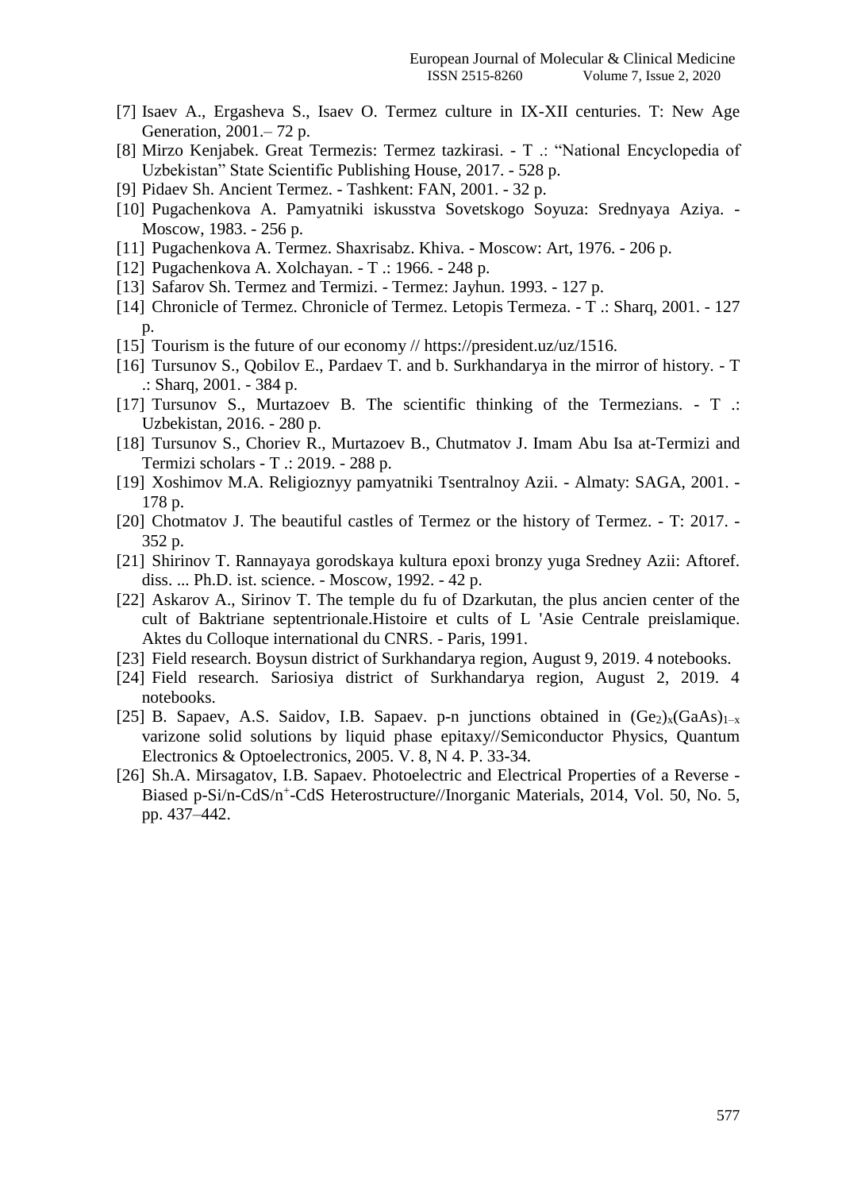[7] Isaev A., Ergasheva S., Isaev O. Termez culture in IX-XII centuries. T: New Age Generation, 2001.– 72 p.

[8] Mirzo Kenjabek. Great Termezis: Termez tazkirasi. - T .: "National Encyclopedia of Uzbekistan" State Scientific Publishing House, 2017. - 528 p.

[9] Pidaev Sh. Ancient Termez. - Tashkent: FAN, 2001. - 32 p.

[10] Pugachenkova A. Pamyatniki iskusstva Sovetskogo Soyuza: Srednyaya Aziya. - Moscow, 1983. - 256 p.

[11] Pugachenkova A. Termez. Shaxrisabz. Khiva. - Moscow: Art, 1976. - 206 p.

[12] Pugachenkova A. Xolchayan. - T .: 1966. - 248 p.

[13] Safarov Sh. Termez and Termizi. - Termez: Jayhun. 1993. - 127 p.

[14] Chronicle of Termez. Chronicle of Termez. Letopis Termeza. - T .: Sharq, 2001. - 127 p.

[15] Tourism is the future of our economy // https://president.uz/uz/1516.

[16] Tursunov S., Qobilov E., Pardaev T. and b. Surkhandarya in the mirror of history. - T .: Sharq, 2001. - 384 p.

[17] Tursunov S., Murtazoev B. The scientific thinking of the Termezians. - T .: Uzbekistan, 2016. - 280 p.

[18] Tursunov S., Choriev R., Murtazoev B., Chutmatov J. Imam Abu Isa at-Termizi and Termizi scholars - T .: 2019. - 288 p.

[19] Xoshimov M.A. Religioznyy pamyatniki Tsentralnoy Azii. - Almaty: SAGA, 2001. - 178 p.

[20] Chotmatov J. The beautiful castles of Termez or the history of Termez. - T: 2017. - 352 p.

[21] Shirinov T. Rannayaya gorodskaya kultura epoxi bronzy yuga Sredney Azii: Aftoref. diss. ... Ph.D. ist. science. - Moscow, 1992. - 42 p.

[22] Askarov A., Sirinov T. The temple du fu of Dzarkutan, the plus ancien center of the cult of Baktriane septentrionale.Histoire et cults of L 'Asie Centrale preislamique. Aktes du Colloque international du CNRS. - Paris, 1991.

[23] Field research. Boysun district of Surkhandarya region, August 9, 2019. 4 notebooks.

[24] Field research. Sariosiya district of Surkhandarya region, August 2, 2019. 4 notebooks.

[25] B. Sapaev, A.S. Saidov, I.B. Sapaev. p-n junctions obtained in $(Ge_2)_x(GaAs)_{1-x}$ varizone solid solutions by liquid phase epitaxy//Semiconductor Physics, Quantum Electronics & Optoelectronics, 2005. V. 8, N 4. P. 33-34.

[26] Sh.A. Mirsagatov, I.B. Sapaev. Photoelectric and Electrical Properties of a Reverse - Biased p-Si/n-CdS/$n^+$-CdS Heterostructure//Inorganic Materials, 2014, Vol. 50, No. 5, pp. 437–442.